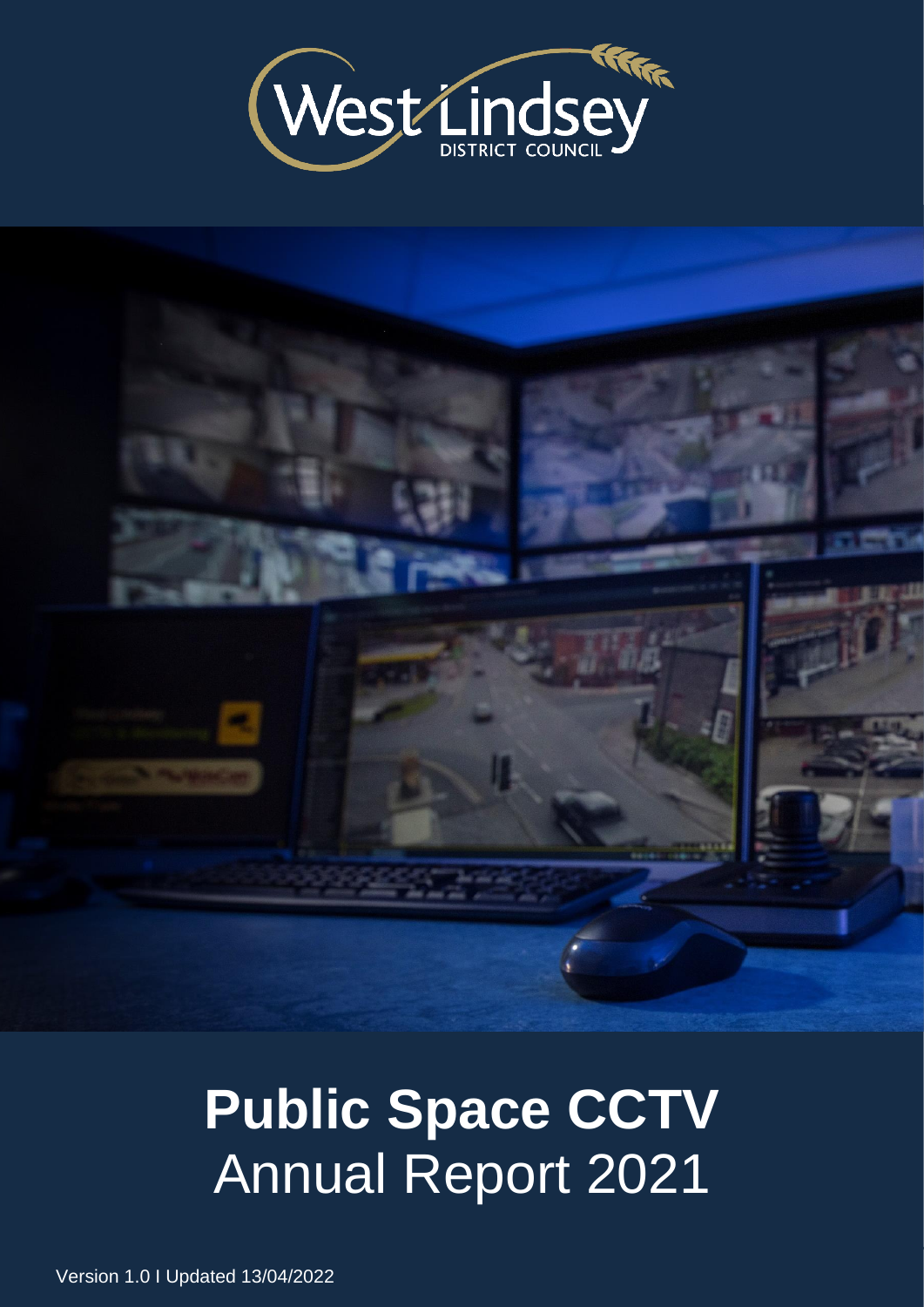West Lindsey District Council

# **Public Space CCTV**
# Annual Report 2021

Version 1.0 I Updated 13/04/2022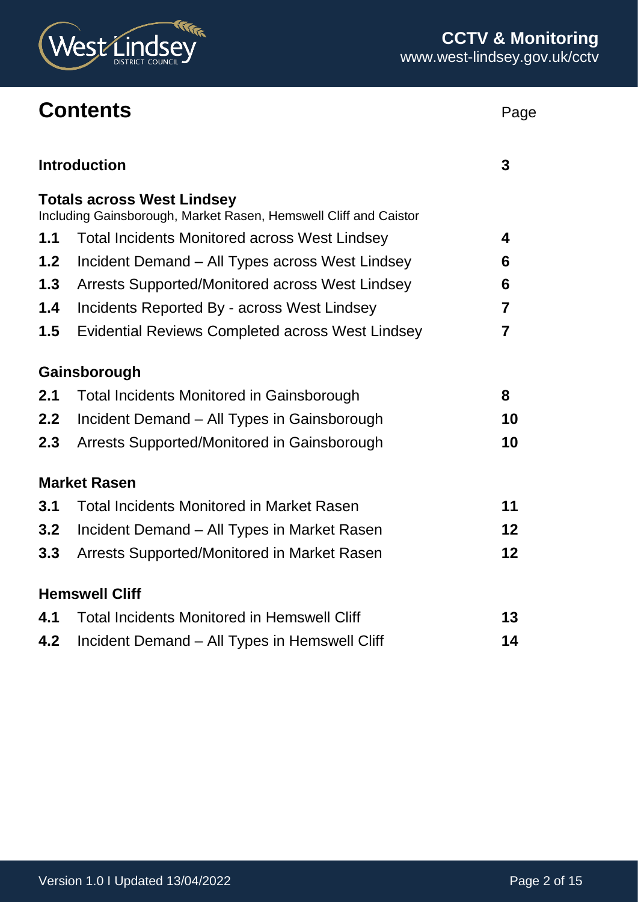# Contents

| | | Page |
|---|---|---|
| **Introduction** | | **3** |
| **Totals across West Lindsey** Including Gainsborough, Market Rasen, Hemswell Cliff and Caistor | | |
| **1.1** | Total Incidents Monitored across West Lindsey | **4** |
| **1.2** | Incident Demand – All Types across West Lindsey | **6** |
| **1.3** | Arrests Supported/Monitored across West Lindsey | **6** |
| **1.4** | Incidents Reported By - across West Lindsey | **7** |
| **1.5** | Evidential Reviews Completed across West Lindsey | **7** |
| **Gainsborough** | | |
| **2.1** | Total Incidents Monitored in Gainsborough | **8** |
| **2.2** | Incident Demand – All Types in Gainsborough | **10** |
| **2.3** | Arrests Supported/Monitored in Gainsborough | **10** |
| **Market Rasen** | | |
| **3.1** | Total Incidents Monitored in Market Rasen | **11** |
| **3.2** | Incident Demand – All Types in Market Rasen | **12** |
| **3.3** | Arrests Supported/Monitored in Market Rasen | **12** |
| **Hemswell Cliff** | | |
| **4.1** | Total Incidents Monitored in Hemswell Cliff | **13** |
| **4.2** | Incident Demand – All Types in Hemswell Cliff | **14** |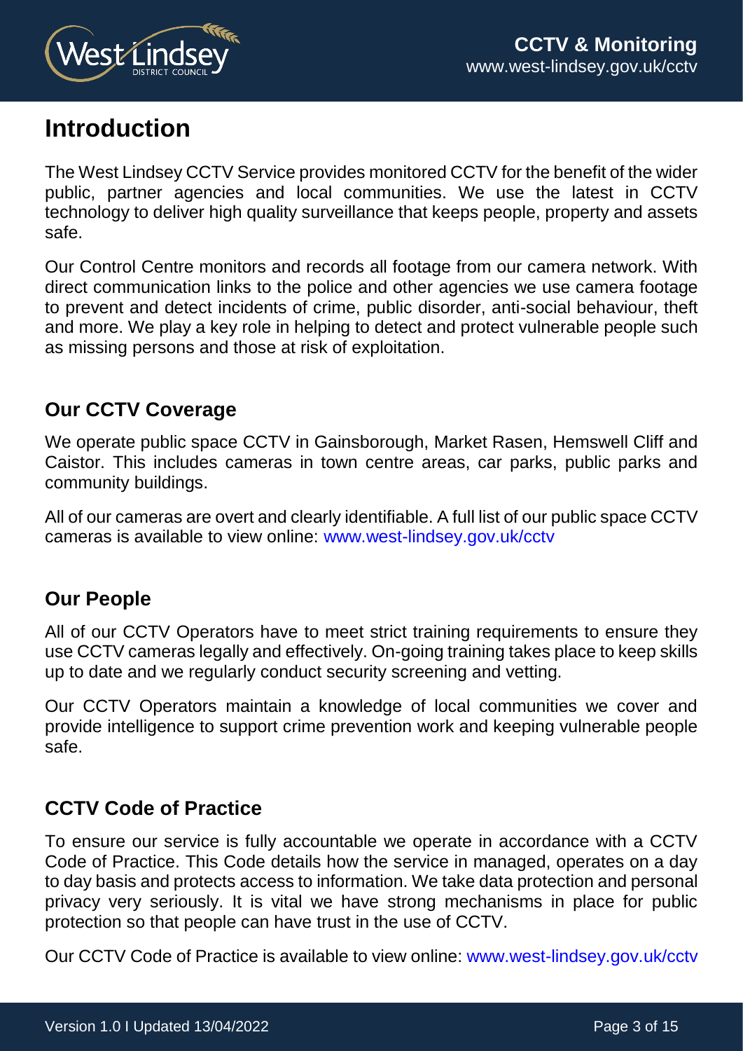# Introduction

The West Lindsey CCTV Service provides monitored CCTV for the benefit of the wider public, partner agencies and local communities. We use the latest in CCTV technology to deliver high quality surveillance that keeps people, property and assets safe.

Our Control Centre monitors and records all footage from our camera network. With direct communication links to the police and other agencies we use camera footage to prevent and detect incidents of crime, public disorder, anti-social behaviour, theft and more. We play a key role in helping to detect and protect vulnerable people such as missing persons and those at risk of exploitation.

## Our CCTV Coverage

We operate public space CCTV in Gainsborough, Market Rasen, Hemswell Cliff and Caistor. This includes cameras in town centre areas, car parks, public parks and community buildings.

All of our cameras are overt and clearly identifiable. A full list of our public space CCTV cameras is available to view online: www.west-lindsey.gov.uk/cctv

## Our People

All of our CCTV Operators have to meet strict training requirements to ensure they use CCTV cameras legally and effectively. On-going training takes place to keep skills up to date and we regularly conduct security screening and vetting.

Our CCTV Operators maintain a knowledge of local communities we cover and provide intelligence to support crime prevention work and keeping vulnerable people safe.

## CCTV Code of Practice

To ensure our service is fully accountable we operate in accordance with a CCTV Code of Practice. This Code details how the service in managed, operates on a day to day basis and protects access to information. We take data protection and personal privacy very seriously. It is vital we have strong mechanisms in place for public protection so that people can have trust in the use of CCTV.

Our CCTV Code of Practice is available to view online: www.west-lindsey.gov.uk/cctv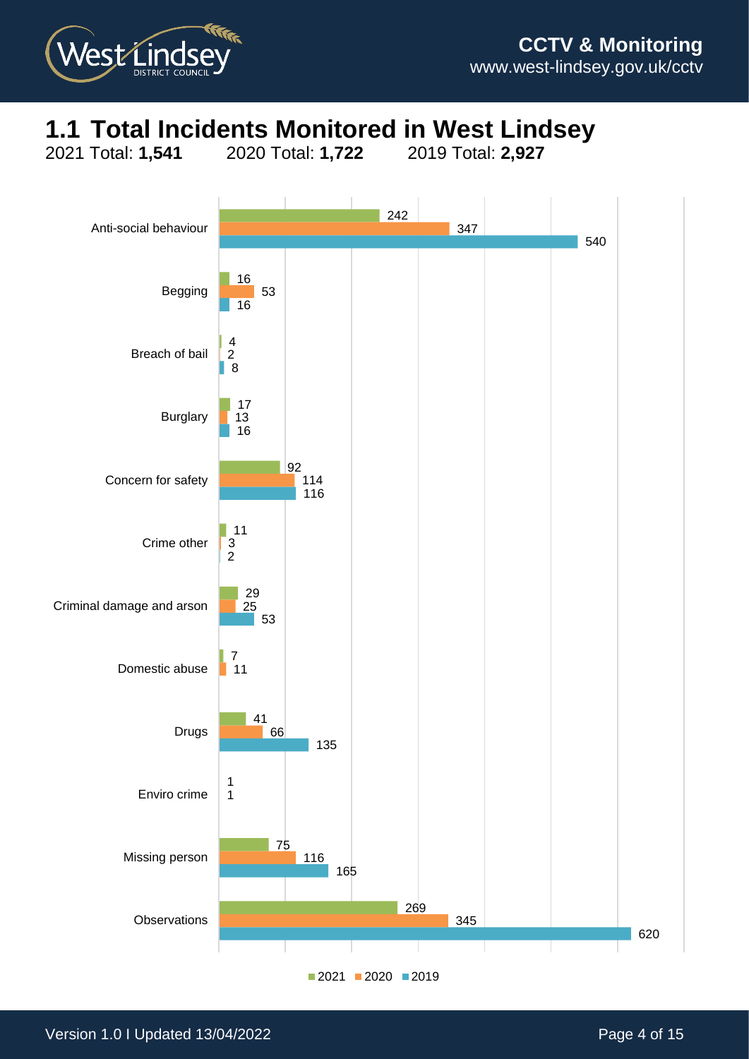# 1.1 Total Incidents Monitored in West Lindsey

2021 Total: **1,541**  2020 Total: **1,722**  2019 Total: **2,927**

| Category | 2021 | 2020 | 2019 |
| --- | --- | --- | --- |
| Anti-social behaviour | 242 | 347 | 540 |
| Begging | 16 | 53 | 16 |
| Breach of bail | 4 | 2 | 8 |
| Burglary | 17 | 13 | 16 |
| Concern for safety | 92 | 114 | 116 |
| Crime other | 11 | 3 | 2 |
| Criminal damage and arson | 29 | 25 | 53 |
| Domestic abuse | 7 | 11 | |
| Drugs | 41 | 66 | 135 |
| Enviro crime | 1 | 1 | |
| Missing person | 75 | 116 | 165 |
| Observations | 269 | 345 | 620 |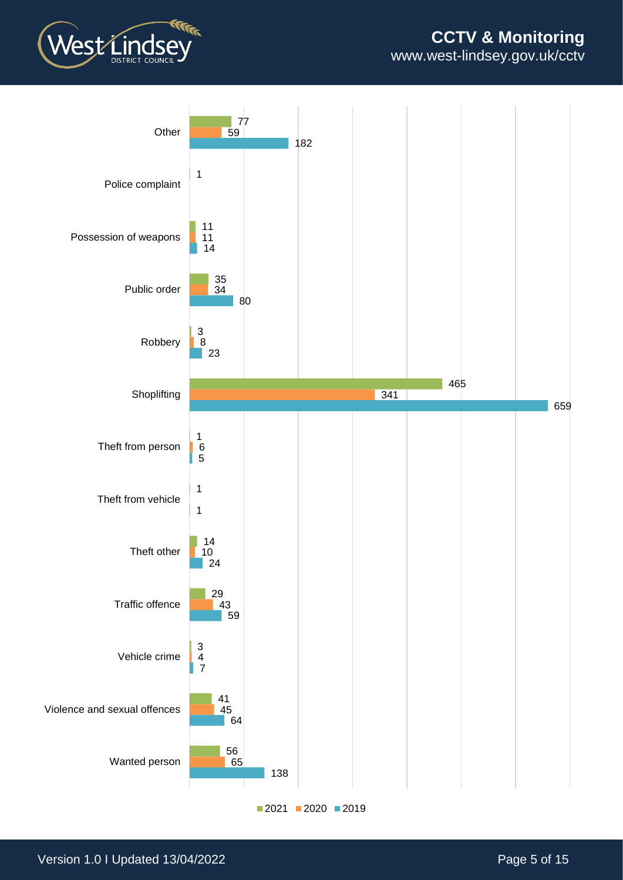| Category | 2021 | 2020 | 2019 |
| --- | --- | --- | --- |
| Other | 77 | 59 | 182 |
| Police complaint | 1 | | |
| Possession of weapons | 11 | 11 | 14 |
| Public order | 35 | 34 | 80 |
| Robbery | 3 | 8 | 23 |
| Shoplifting | 465 | 341 | 659 |
| Theft from person | 1 | 6 | 5 |
| Theft from vehicle | 1 | | 1 |
| Theft other | 14 | 10 | 24 |
| Traffic offence | 29 | 43 | 59 |
| Vehicle crime | 3 | 4 | 7 |
| Violence and sexual offences | 41 | 45 | 64 |
| Wanted person | 56 | 65 | 138 |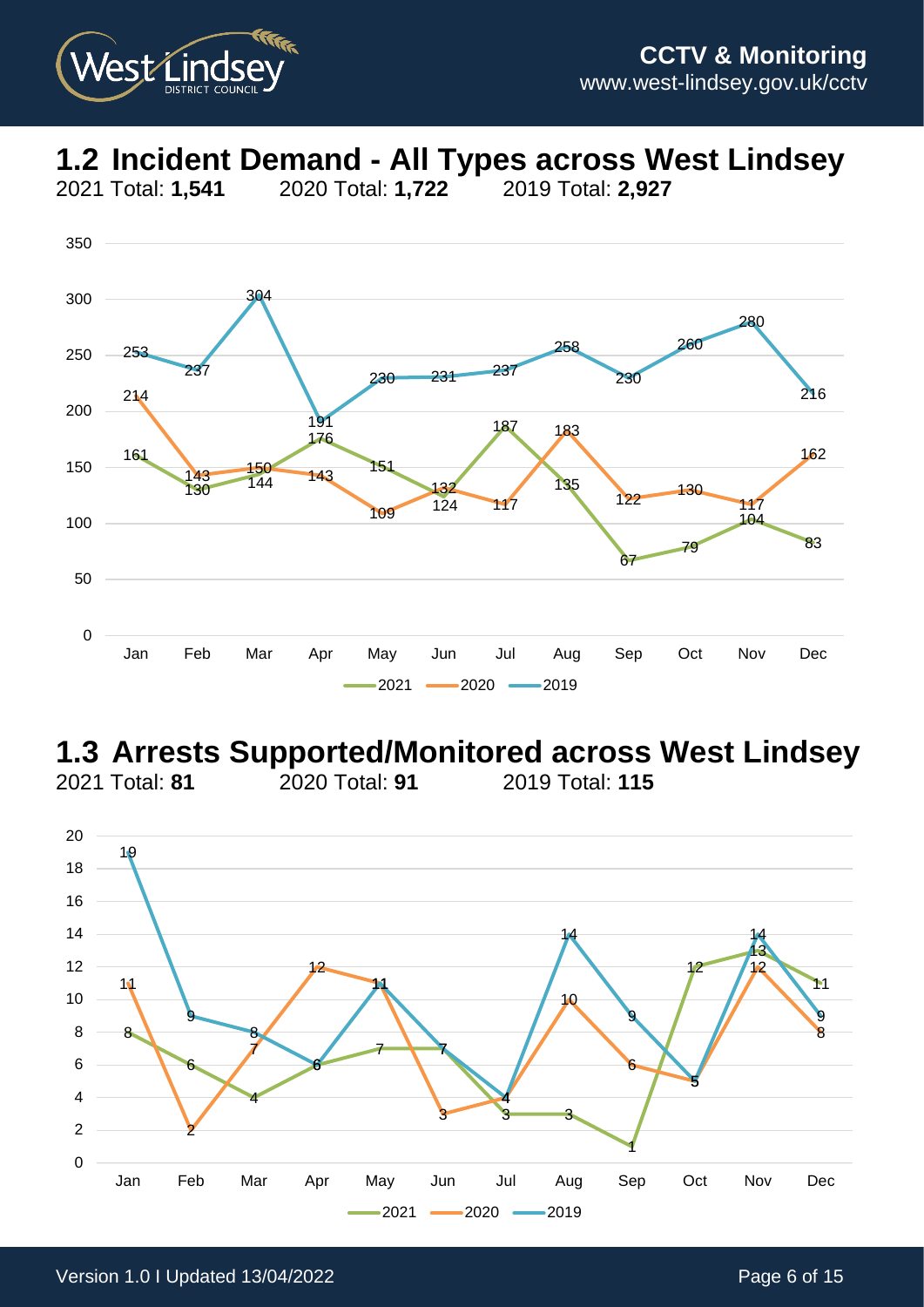## 1.2 Incident Demand - All Types across West Lindsey

2021 Total: **1,541** 2020 Total: **1,722** 2019 Total: **2,927**

| Month | 2021 | 2020 | 2019 |
|---|---|---|---|
| Jan | 161 | 214 | 253 |
| Feb | 130 | 143 | 237 |
| Mar | 144 | 150 | 304 |
| Apr | 176 | 143 | 191 |
| May | 151 | 109 | 230 |
| Jun | 124 | 132 | 231 |
| Jul | 187 | 117 | 237 |
| Aug | 135 | 183 | 258 |
| Sep | 67 | 122 | 230 |
| Oct | 79 | 130 | 260 |
| Nov | 104 | 117 | 280 |
| Dec | 83 | 162 | 216 |

## 1.3 Arrests Supported/Monitored across West Lindsey

2021 Total: **81** 2020 Total: **91** 2019 Total: **115**

| Month | 2021 | 2020 | 2019 |
|---|---|---|---|
| Jan | 8 | 11 | 19 |
| Feb | 6 | 2 | 9 |
| Mar | 4 | 7 | 8 |
| Apr | 6 | 12 | 6 |
| May | 7 | 11 | 11 |
| Jun | 7 | 3 | 7 |
| Jul | 3 | 4 | 4 |
| Aug | 3 | 10 | 14 |
| Sep | 1 | 6 | 9 |
| Oct | 12 | 5 | 5 |
| Nov | 13 | 12 | 14 |
| Dec | 11 | 8 | 9 |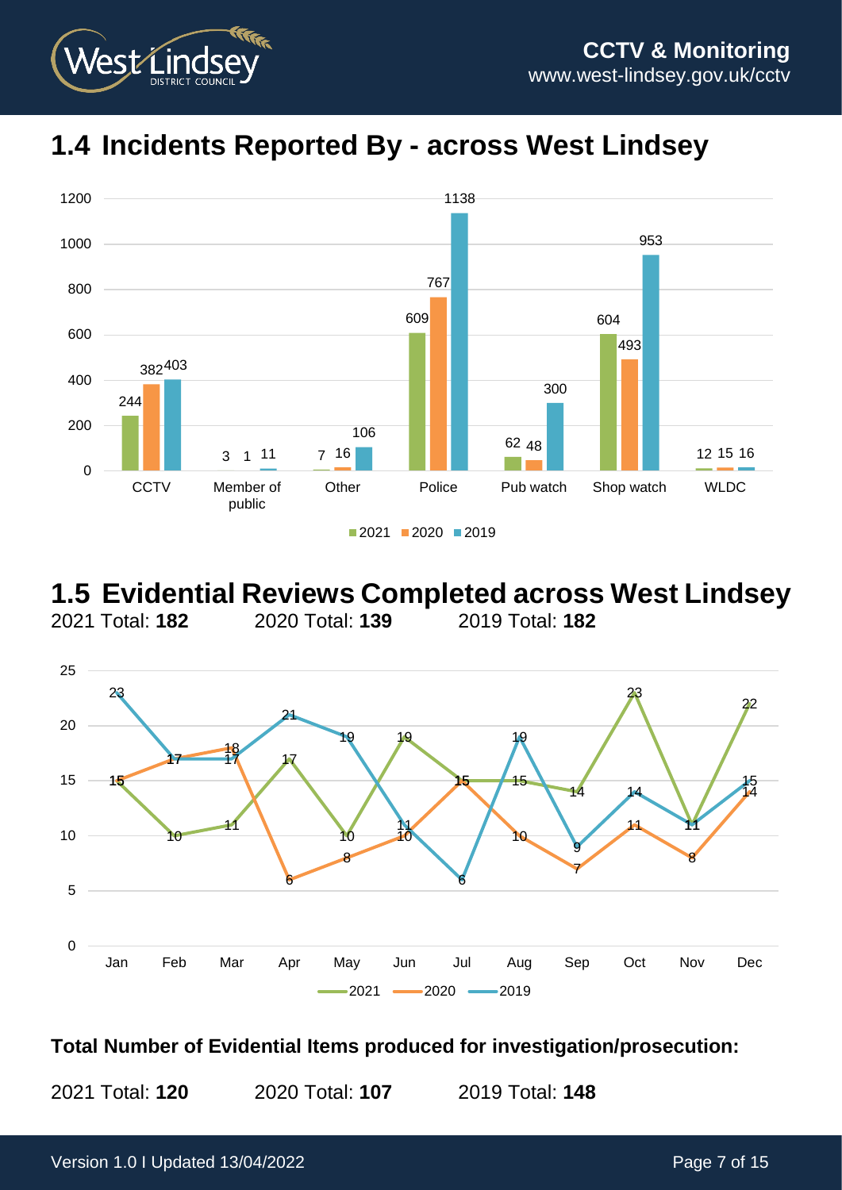# 1.4 Incidents Reported By - across West Lindsey

| | 2021 | 2020 | 2019 |
|---|---|---|---|
| CCTV | 244 | 382 | 403 |
| Member of public | 3 | 1 | 11 |
| Other | 7 | 16 | 106 |
| Police | 609 | 767 | 1138 |
| Pub watch | 62 | 48 | 300 |
| Shop watch | 604 | 493 | 953 |
| WLDC | 12 | 15 | 16 |

# 1.5 Evidential Reviews Completed across West Lindsey

2021 Total: **182** 2020 Total: **139** 2019 Total: **182**

| | Jan | Feb | Mar | Apr | May | Jun | Jul | Aug | Sep | Oct | Nov | Dec |
|---|---|---|---|---|---|---|---|---|---|---|---|---|
| 2021 | 15 | 10 | 11 | 17 | 10 | 19 | 15 | 15 | 14 | 23 | 11 | 22 |
| 2020 | 15 | 17 | 18 | 6 | 8 | 10 | 15 | 10 | 7 | 11 | 8 | 14 |
| 2019 | 23 | 17 | 17 | 21 | 19 | 11 | 6 | 19 | 9 | 14 | 11 | 15 |

**Total Number of Evidential Items produced for investigation/prosecution:**

2021 Total: **120** 2020 Total: **107** 2019 Total: **148**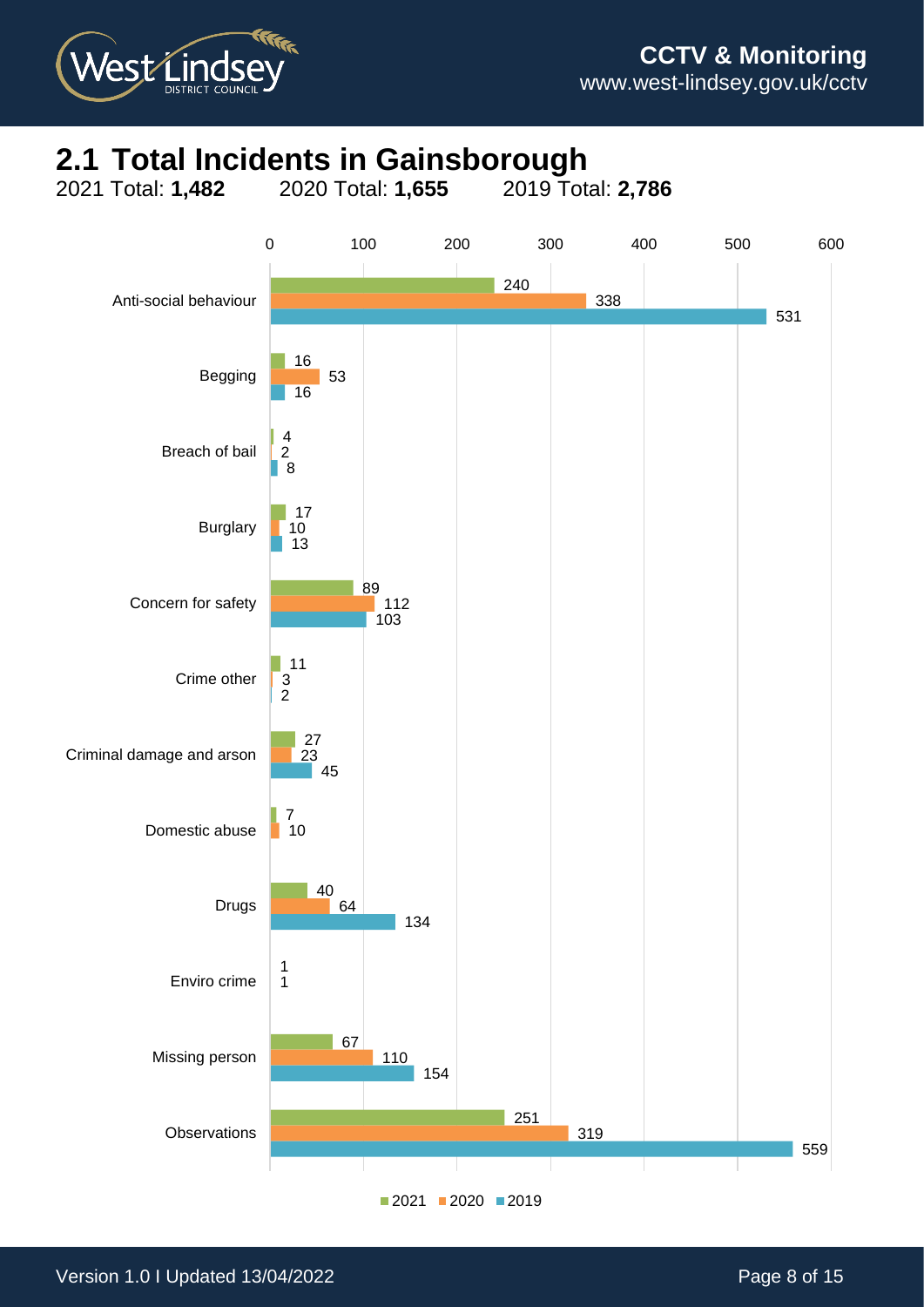## 2.1 Total Incidents in Gainsborough

2021 Total: **1,482**  2020 Total: **1,655**  2019 Total: **2,786**

| Category | 2021 | 2020 | 2019 |
|---|---|---|---|
| Anti-social behaviour | 240 | 338 | 531 |
| Begging | 16 | 53 | 16 |
| Breach of bail | 4 | 2 | 8 |
| Burglary | 17 | 10 | 13 |
| Concern for safety | 89 | 112 | 103 |
| Crime other | 11 | 3 | 2 |
| Criminal damage and arson | 27 | 23 | 45 |
| Domestic abuse | 7 | 10 | |
| Drugs | 40 | 64 | 134 |
| Enviro crime | 1 | 1 | |
| Missing person | 67 | 110 | 154 |
| Observations | 251 | 319 | 559 |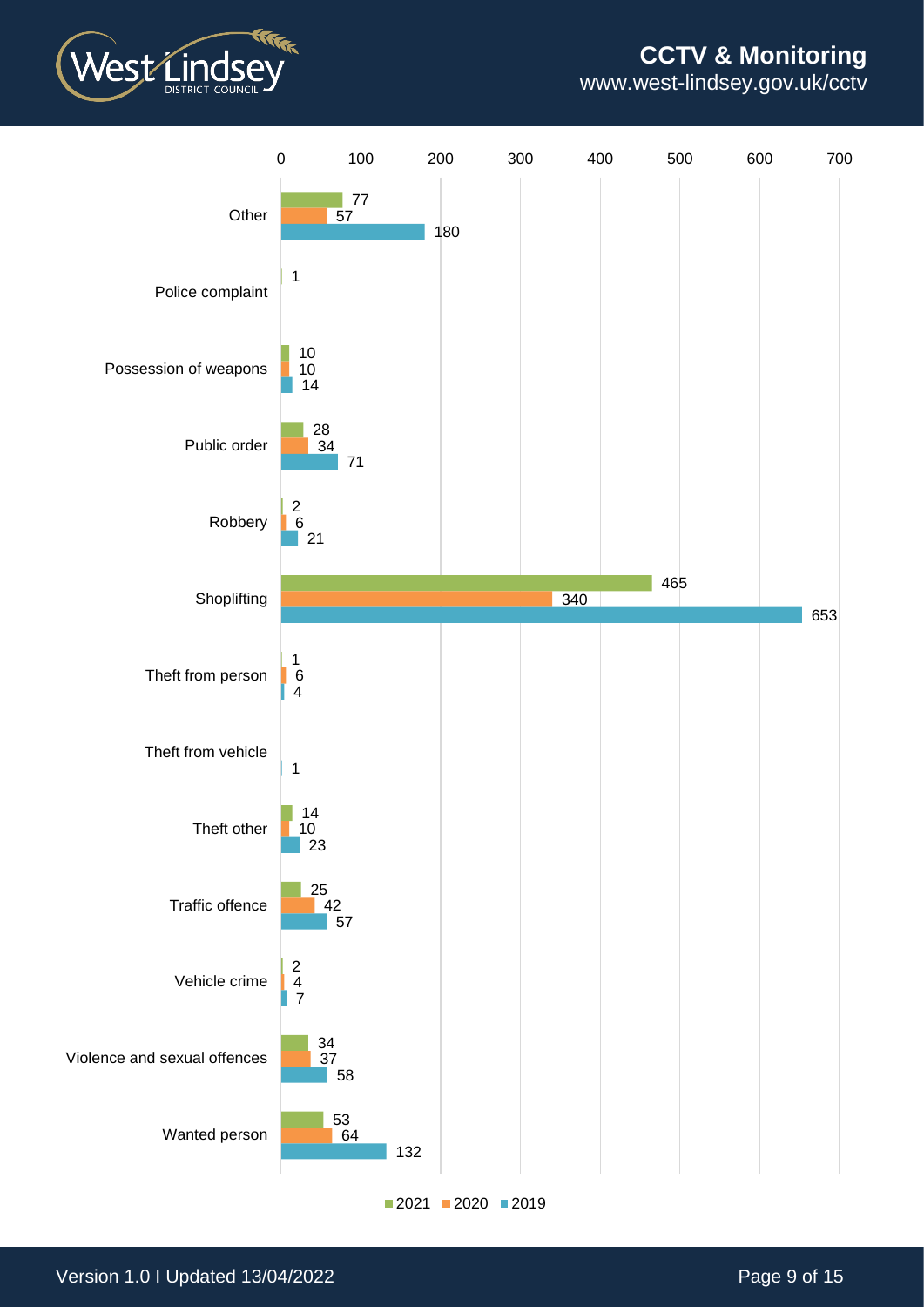| Category | 2021 | 2020 | 2019 |
| --- | --- | --- | --- |
| Other | 77 | 57 | 180 |
| Police complaint | 1 | | |
| Possession of weapons | 10 | 10 | 14 |
| Public order | 28 | 34 | 71 |
| Robbery | 2 | 6 | 21 |
| Shoplifting | 465 | 340 | 653 |
| Theft from person | 1 | 6 | 4 |
| Theft from vehicle | | | 1 |
| Theft other | 14 | 10 | 23 |
| Traffic offence | 25 | 42 | 57 |
| Vehicle crime | 2 | 4 | 7 |
| Violence and sexual offences | 34 | 37 | 58 |
| Wanted person | 53 | 64 | 132 |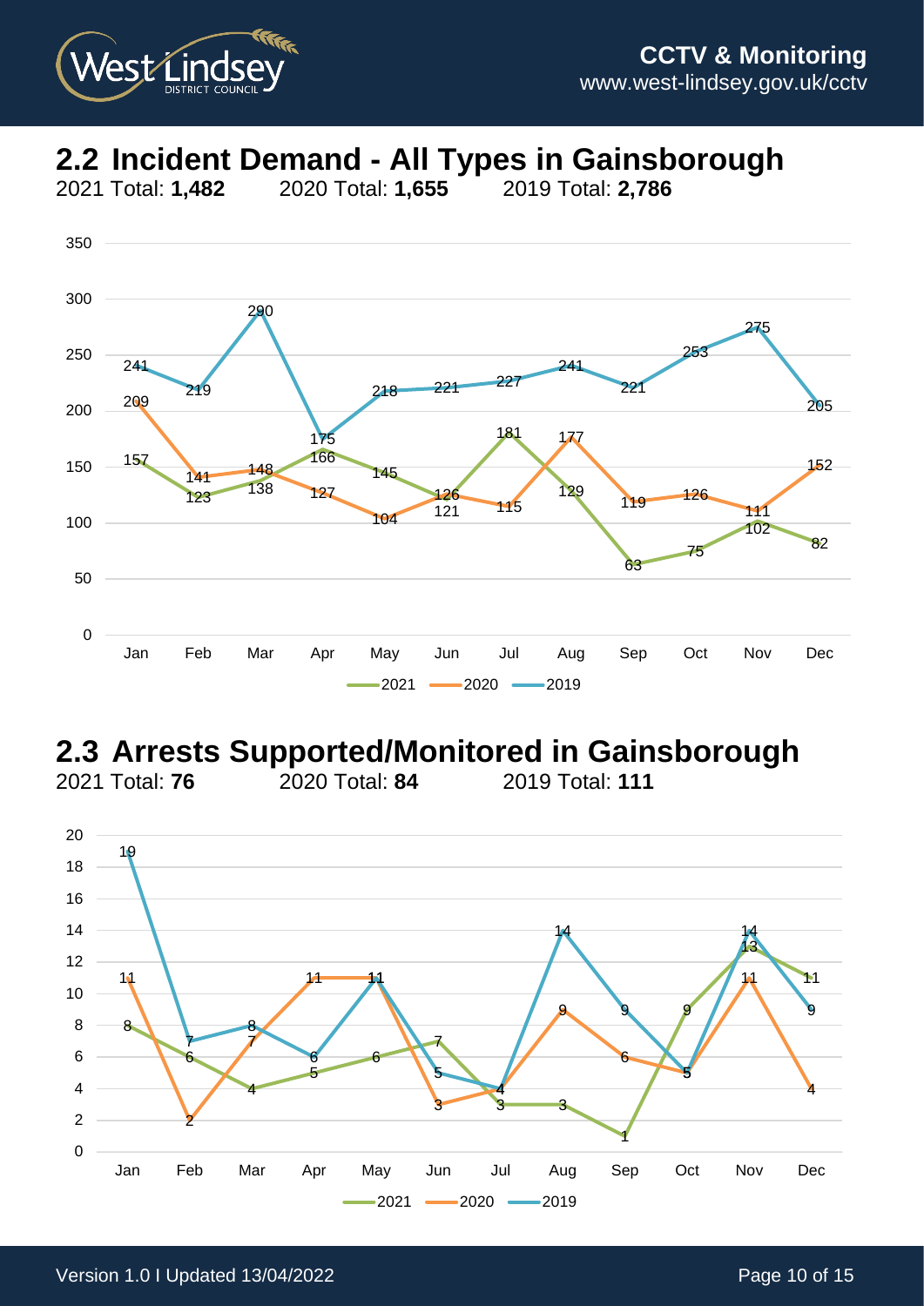## 2.2 Incident Demand - All Types in Gainsborough

2021 Total: **1,482** 2020 Total: **1,655** 2019 Total: **2,786**

| Month | 2021 | 2020 | 2019 |
|---|---|---|---|
| Jan | 157 | 209 | 241 |
| Feb | 123 | 141 | 219 |
| Mar | 138 | 148 | 290 |
| Apr | 166 | 127 | 175 |
| May | 145 | 104 | 218 |
| Jun | 121 | 126 | 221 |
| Jul | 181 | 115 | 227 |
| Aug | 129 | 177 | 241 |
| Sep | 63 | 119 | 221 |
| Oct | 75 | 126 | 253 |
| Nov | 102 | 111 | 275 |
| Dec | 82 | 152 | 205 |

## 2.3 Arrests Supported/Monitored in Gainsborough

2021 Total: **76** 2020 Total: **84** 2019 Total: **111**

| Month | 2021 | 2020 | 2019 |
|---|---|---|---|
| Jan | 8 | 11 | 19 |
| Feb | 6 | 2 | 7 |
| Mar | 4 | 7 | 8 |
| Apr | 5 | 11 | 6 |
| May | 6 | 11 | 11 |
| Jun | 7 | 3 | 5 |
| Jul | 3 | 4 | 4 |
| Aug | 3 | 9 | 14 |
| Sep | 1 | 6 | 9 |
| Oct | 9 | 5 | 5 |
| Nov | 13 | 11 | 14 |
| Dec | 11 | 4 | 9 |

Version 1.0 I Updated 13/04/2022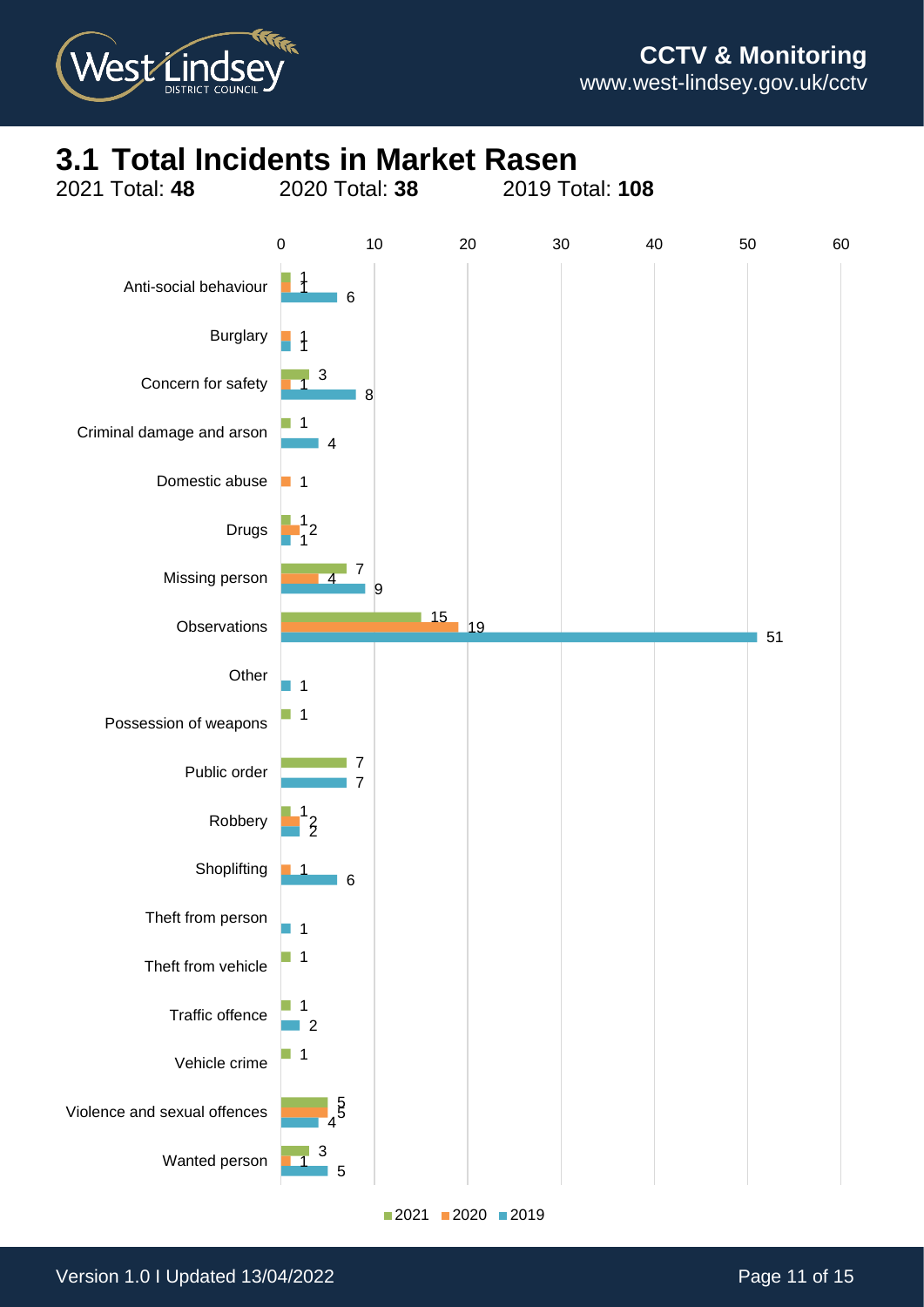# 3.1 Total Incidents in Market Rasen

2021 Total: **48** 2020 Total: **38** 2019 Total: **108**

| Incident | 2021 | 2020 | 2019 |
|---|---|---|---|
| Anti-social behaviour | 1 | 1 | 6 |
| Burglary | | 1 | 1 |
| Concern for safety | 3 | 1 | 8 |
| Criminal damage and arson | 1 | | 4 |
| Domestic abuse | | 1 | |
| Drugs | 1 | 2 | 1 |
| Missing person | 7 | 4 | 9 |
| Observations | 15 | 19 | 51 |
| Other | | | 1 |
| Possession of weapons | 1 | | |
| Public order | 7 | | 7 |
| Robbery | 1 | 2 | 2 |
| Shoplifting | | 1 | 6 |
| Theft from person | | | 1 |
| Theft from vehicle | 1 | | |
| Traffic offence | 1 | | 2 |
| Vehicle crime | 1 | | |
| Violence and sexual offences | 5 | 5 | 4 |
| Wanted person | 3 | 1 | 5 |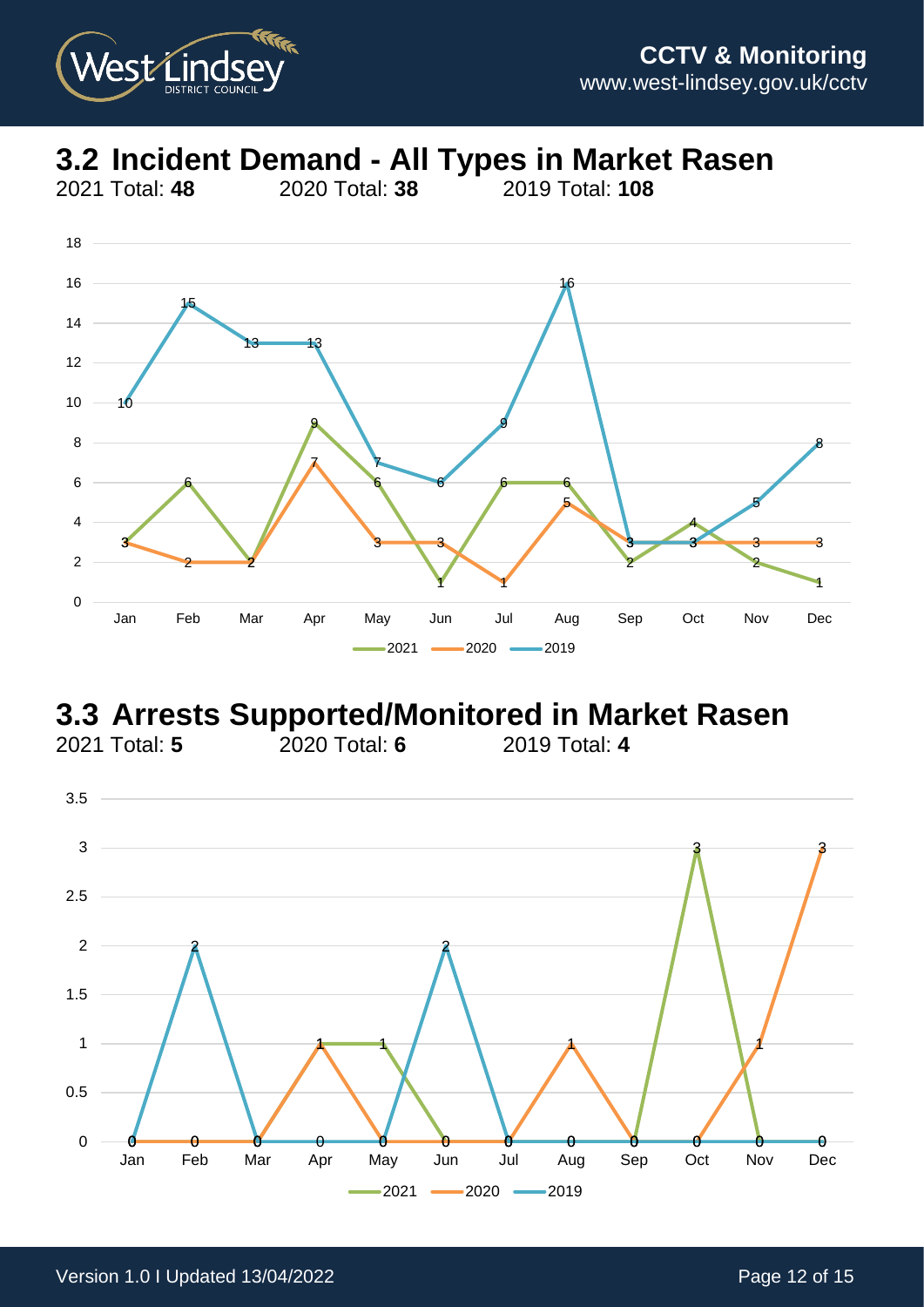## 3.2 Incident Demand - All Types in Market Rasen

2021 Total: **48** 2020 Total: **38** 2019 Total: **108**

| | Jan | Feb | Mar | Apr | May | Jun | Jul | Aug | Sep | Oct | Nov | Dec |
|---|---|---|---|---|---|---|---|---|---|---|---|---|
| 2021 | 3 | 6 | 2 | 9 | 6 | 1 | 6 | 6 | 2 | 4 | 2 | 1 |
| 2020 | 3 | 2 | 2 | 7 | 3 | 3 | 1 | 5 | 3 | 3 | 3 | 3 |
| 2019 | 10 | 15 | 13 | 13 | 7 | 6 | 9 | 16 | 3 | 3 | 5 | 8 |

## 3.3 Arrests Supported/Monitored in Market Rasen

2021 Total: **5** 2020 Total: **6** 2019 Total: **4**

| | Jan | Feb | Mar | Apr | May | Jun | Jul | Aug | Sep | Oct | Nov | Dec |
|---|---|---|---|---|---|---|---|---|---|---|---|---|
| 2021 | 0 | 0 | 0 | 1 | 1 | 0 | 0 | 0 | 0 | 3 | 0 | 0 |
| 2020 | 0 | 0 | 0 | 1 | 0 | 0 | 0 | 1 | 0 | 0 | 1 | 3 |
| 2019 | 0 | 2 | 0 | 0 | 0 | 2 | 0 | 0 | 0 | 0 | 0 | 0 |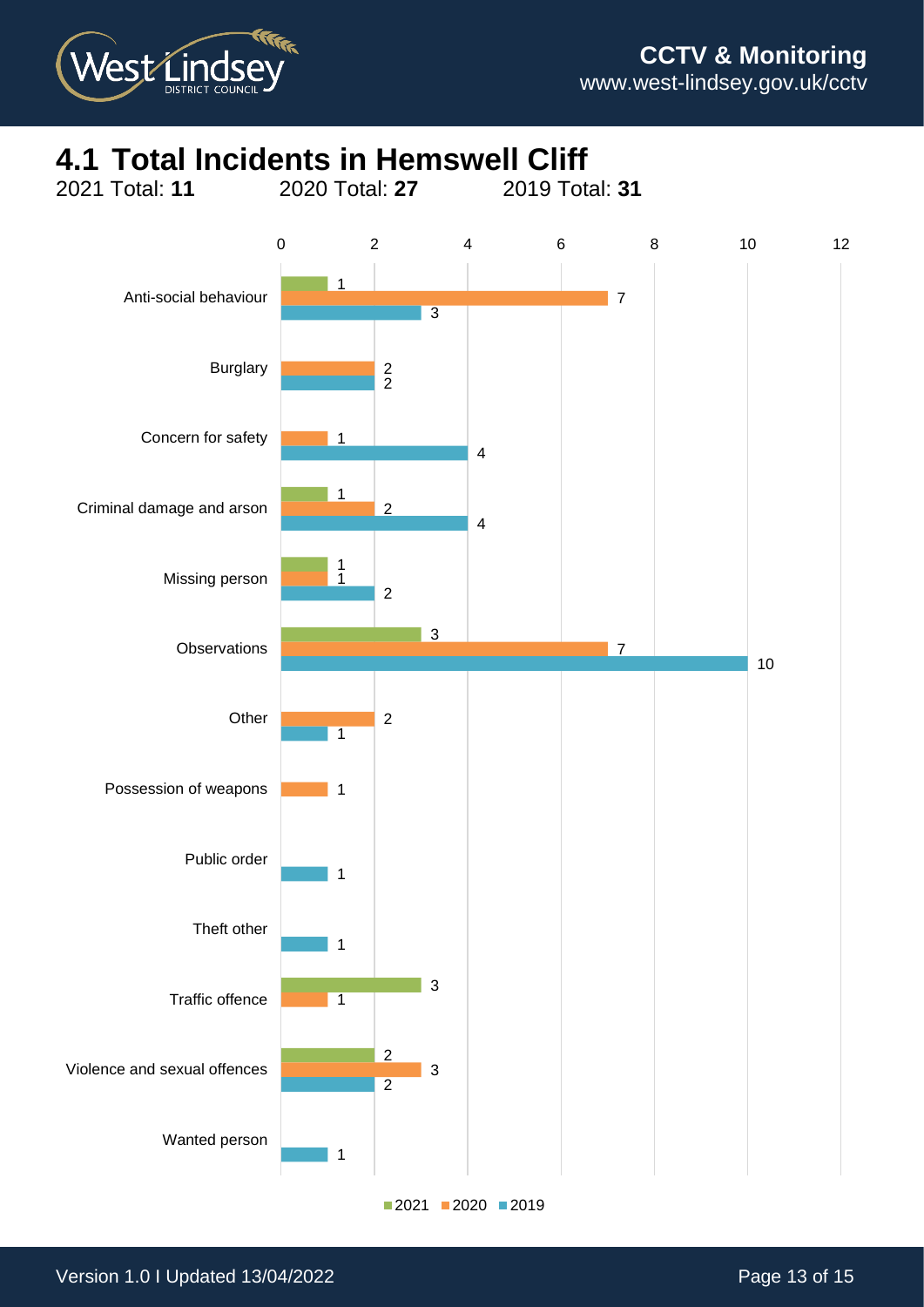# 4.1 Total Incidents in Hemswell Cliff

2021 Total: **11** 2020 Total: **27** 2019 Total: **31**

| Incident type | 2021 | 2020 | 2019 |
|---|---|---|---|
| Anti-social behaviour | 1 | 7 | 3 |
| Burglary | | 2 | 2 |
| Concern for safety | | 1 | 4 |
| Criminal damage and arson | 1 | 2 | 4 |
| Missing person | 1 | 1 | 2 |
| Observations | 3 | 7 | 10 |
| Other | | 2 | 1 |
| Possession of weapons | | 1 | |
| Public order | | | 1 |
| Theft other | | | 1 |
| Traffic offence | 3 | 1 | |
| Violence and sexual offences | 2 | 3 | 2 |
| Wanted person | | | 1 |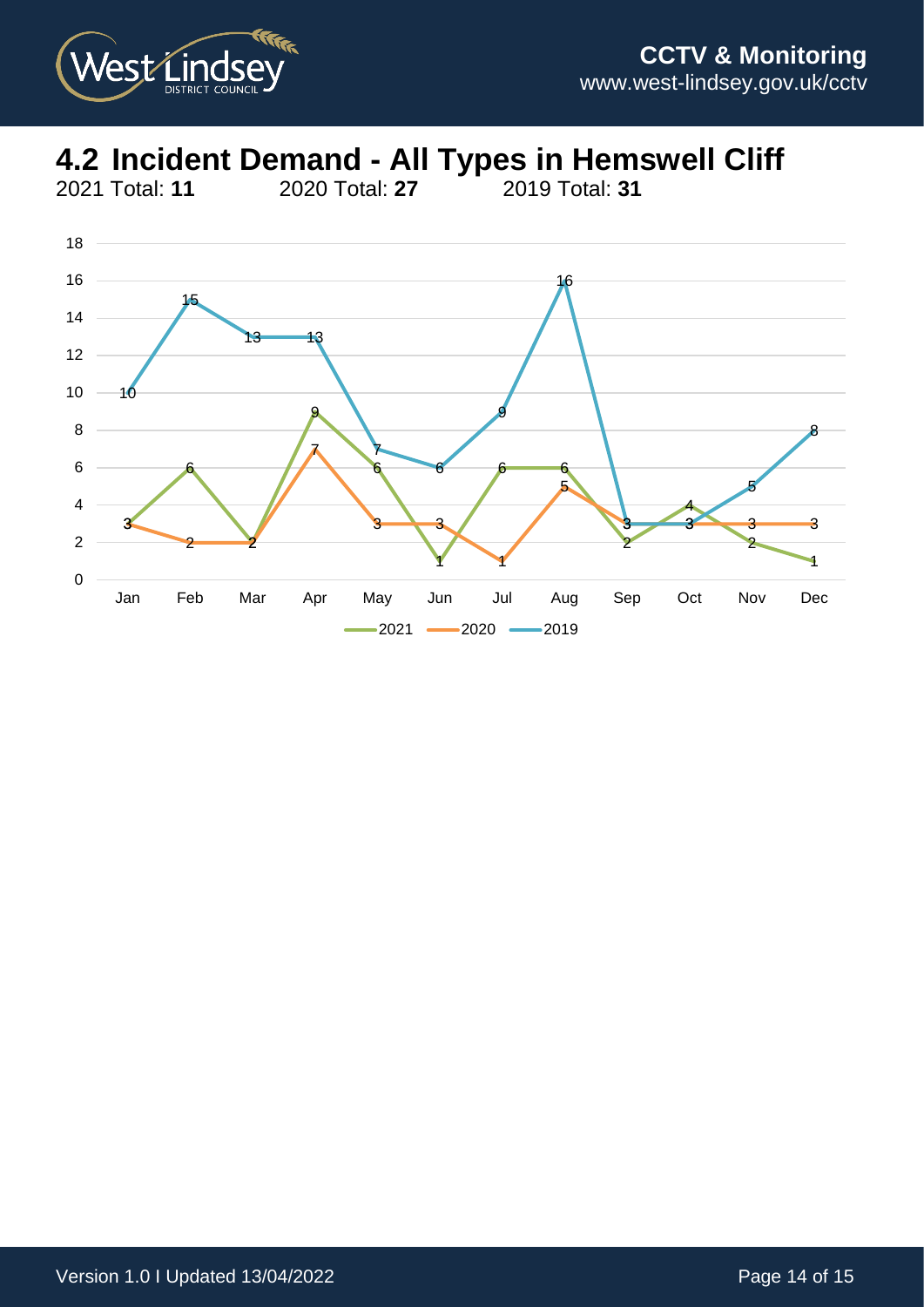# 4.2 Incident Demand - All Types in Hemswell Cliff

2021 Total: **11** 2020 Total: **27** 2019 Total: **31**

| Month | 2021 | 2020 | 2019 |
|---|---|---|---|
| Jan | 3 | 3 | 10 |
| Feb | 6 | 2 | 15 |
| Mar | 2 | 2 | 13 |
| Apr | 9 | 7 | 13 |
| May | 6 | 3 | 7 |
| Jun | 1 | 3 | 6 |
| Jul | 6 | 1 | 9 |
| Aug | 6 | 5 | 16 |
| Sep | 2 | 3 | 3 |
| Oct | 4 | 3 | 3 |
| Nov | 2 | 3 | 5 |
| Dec | 1 | 3 | 8 |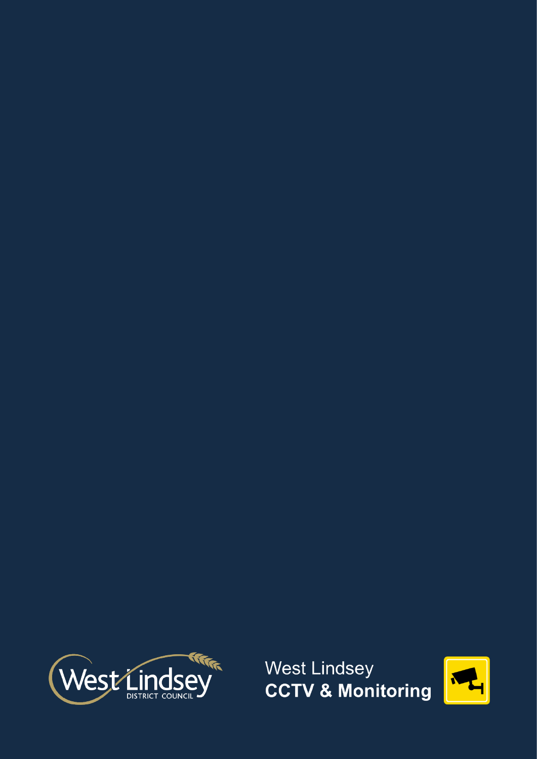West Lindsey
DISTRICT COUNCIL

West Lindsey
**CCTV & Monitoring**